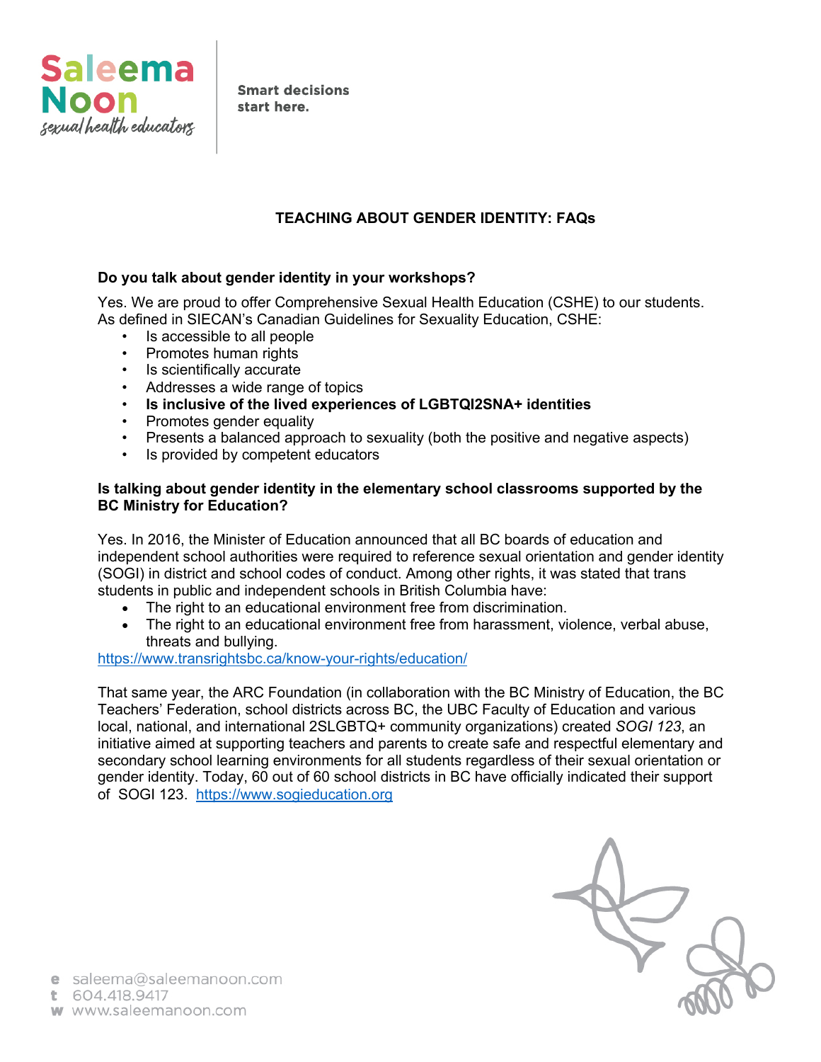Saleema Noon sexual health educators

Smart decisions start here.

# TEACHING ABOUT GENDER IDENTITY: FAQs

### Do you talk about gender identity in your workshops?

Yes. We are proud to offer Comprehensive Sexual Health Education (CSHE) to our students. As defined in SIECAN's Canadian Guidelines for Sexuality Education, CSHE:

- Is accessible to all people
- Promotes human rights
- Is scientifically accurate
- Addresses a wide range of topics
- **Is inclusive of the lived experiences of LGBTQI2SNA+ identities**
- Promotes gender equality
- Presents a balanced approach to sexuality (both the positive and negative aspects)
- Is provided by competent educators

### Is talking about gender identity in the elementary school classrooms supported by the BC Ministry for Education?

Yes. In 2016, the Minister of Education announced that all BC boards of education and independent school authorities were required to reference sexual orientation and gender identity (SOGI) in district and school codes of conduct. Among other rights, it was stated that trans students in public and independent schools in British Columbia have:

- The right to an educational environment free from discrimination.
- The right to an educational environment free from harassment, violence, verbal abuse, threats and bullying.

https://www.transrightsbc.ca/know-your-rights/education/

That same year, the ARC Foundation (in collaboration with the BC Ministry of Education, the BC Teachers' Federation, school districts across BC, the UBC Faculty of Education and various local, national, and international 2SLGBTQ+ community organizations) created *SOGI 123*, an initiative aimed at supporting teachers and parents to create safe and respectful elementary and secondary school learning environments for all students regardless of their sexual orientation or gender identity. Today, 60 out of 60 school districts in BC have officially indicated their support of SOGI 123. https://www.sogieducation.org

e saleema@saleemanoon.com
t 604.418.9417
w www.saleemanoon.com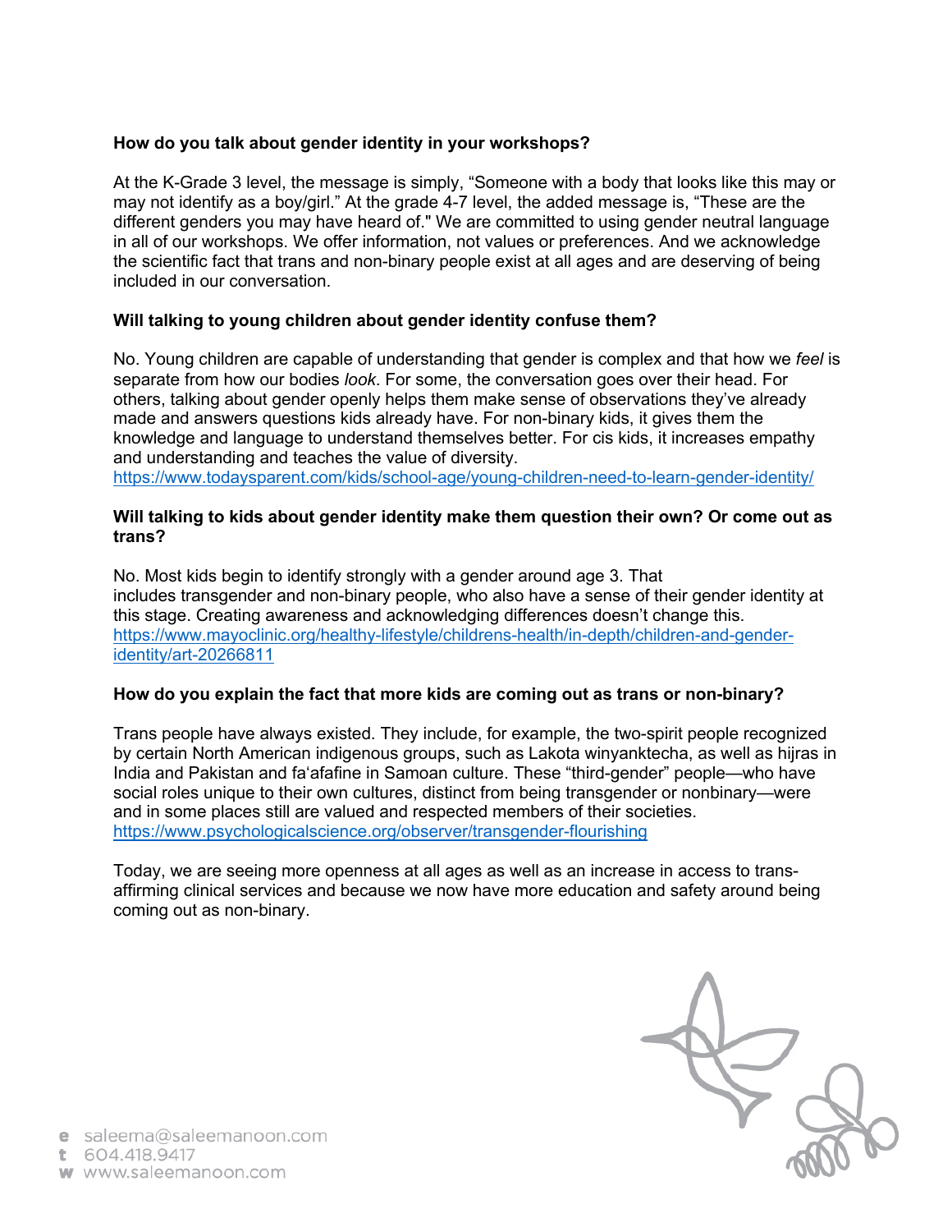**How do you talk about gender identity in your workshops?**

At the K-Grade 3 level, the message is simply, "Someone with a body that looks like this may or may not identify as a boy/girl." At the grade 4-7 level, the added message is, "These are the different genders you may have heard of." We are committed to using gender neutral language in all of our workshops. We offer information, not values or preferences. And we acknowledge the scientific fact that trans and non-binary people exist at all ages and are deserving of being included in our conversation.

**Will talking to young children about gender identity confuse them?**

No. Young children are capable of understanding that gender is complex and that how we *feel* is separate from how our bodies *look*. For some, the conversation goes over their head. For others, talking about gender openly helps them make sense of observations they've already made and answers questions kids already have. For non-binary kids, it gives them the knowledge and language to understand themselves better. For cis kids, it increases empathy and understanding and teaches the value of diversity.
https://www.todaysparent.com/kids/school-age/young-children-need-to-learn-gender-identity/

**Will talking to kids about gender identity make them question their own? Or come out as trans?**

No. Most kids begin to identify strongly with a gender around age 3. That includes transgender and non-binary people, who also have a sense of their gender identity at this stage. Creating awareness and acknowledging differences doesn't change this.
https://www.mayoclinic.org/healthy-lifestyle/childrens-health/in-depth/children-and-gender-identity/art-20266811

**How do you explain the fact that more kids are coming out as trans or non-binary?**

Trans people have always existed. They include, for example, the two-spirit people recognized by certain North American indigenous groups, such as Lakota winyanktecha, as well as hijras in India and Pakistan and fa'afafine in Samoan culture. These "third-gender" people—who have social roles unique to their own cultures, distinct from being transgender or nonbinary—were and in some places still are valued and respected members of their societies.
https://www.psychologicalscience.org/observer/transgender-flourishing

Today, we are seeing more openness at all ages as well as an increase in access to trans-affirming clinical services and because we now have more education and safety around being coming out as non-binary.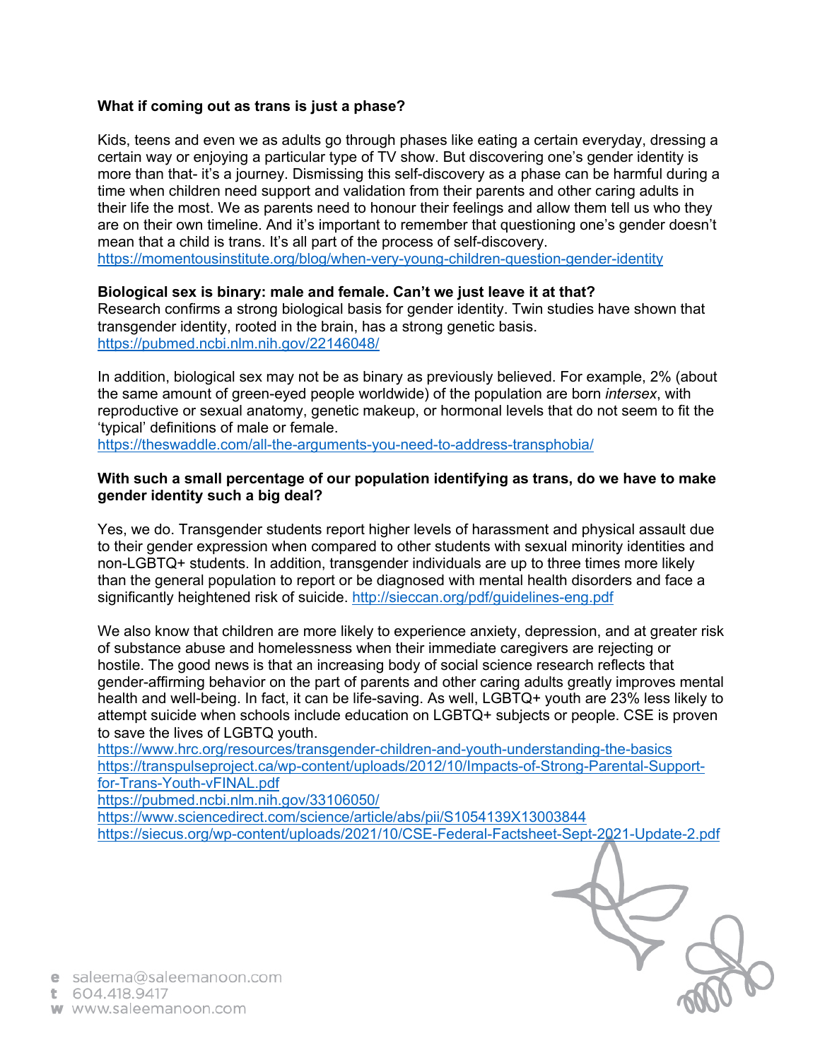**What if coming out as trans is just a phase?**

Kids, teens and even we as adults go through phases like eating a certain everyday, dressing a certain way or enjoying a particular type of TV show. But discovering one's gender identity is more than that- it's a journey. Dismissing this self-discovery as a phase can be harmful during a time when children need support and validation from their parents and other caring adults in their life the most. We as parents need to honour their feelings and allow them tell us who they are on their own timeline. And it's important to remember that questioning one's gender doesn't mean that a child is trans. It's all part of the process of self-discovery.
https://momentousinstitute.org/blog/when-very-young-children-question-gender-identity

**Biological sex is binary: male and female. Can't we just leave it at that?**
Research confirms a strong biological basis for gender identity. Twin studies have shown that transgender identity, rooted in the brain, has a strong genetic basis.
https://pubmed.ncbi.nlm.nih.gov/22146048/

In addition, biological sex may not be as binary as previously believed. For example, 2% (about the same amount of green-eyed people worldwide) of the population are born *intersex*, with reproductive or sexual anatomy, genetic makeup, or hormonal levels that do not seem to fit the 'typical' definitions of male or female.
https://theswaddle.com/all-the-arguments-you-need-to-address-transphobia/

**With such a small percentage of our population identifying as trans, do we have to make gender identity such a big deal?**

Yes, we do. Transgender students report higher levels of harassment and physical assault due to their gender expression when compared to other students with sexual minority identities and non-LGBTQ+ students. In addition, transgender individuals are up to three times more likely than the general population to report or be diagnosed with mental health disorders and face a significantly heightened risk of suicide. http://sieccan.org/pdf/guidelines-eng.pdf

We also know that children are more likely to experience anxiety, depression, and at greater risk of substance abuse and homelessness when their immediate caregivers are rejecting or hostile. The good news is that an increasing body of social science research reflects that gender-affirming behavior on the part of parents and other caring adults greatly improves mental health and well-being. In fact, it can be life-saving. As well, LGBTQ+ youth are 23% less likely to attempt suicide when schools include education on LGBTQ+ subjects or people. CSE is proven to save the lives of LGBTQ youth.
https://www.hrc.org/resources/transgender-children-and-youth-understanding-the-basics
https://transpulseproject.ca/wp-content/uploads/2012/10/Impacts-of-Strong-Parental-Support-for-Trans-Youth-vFINAL.pdf
https://pubmed.ncbi.nlm.nih.gov/33106050/
https://www.sciencedirect.com/science/article/abs/pii/S1054139X13003844
https://siecus.org/wp-content/uploads/2021/10/CSE-Federal-Factsheet-Sept-2021-Update-2.pdf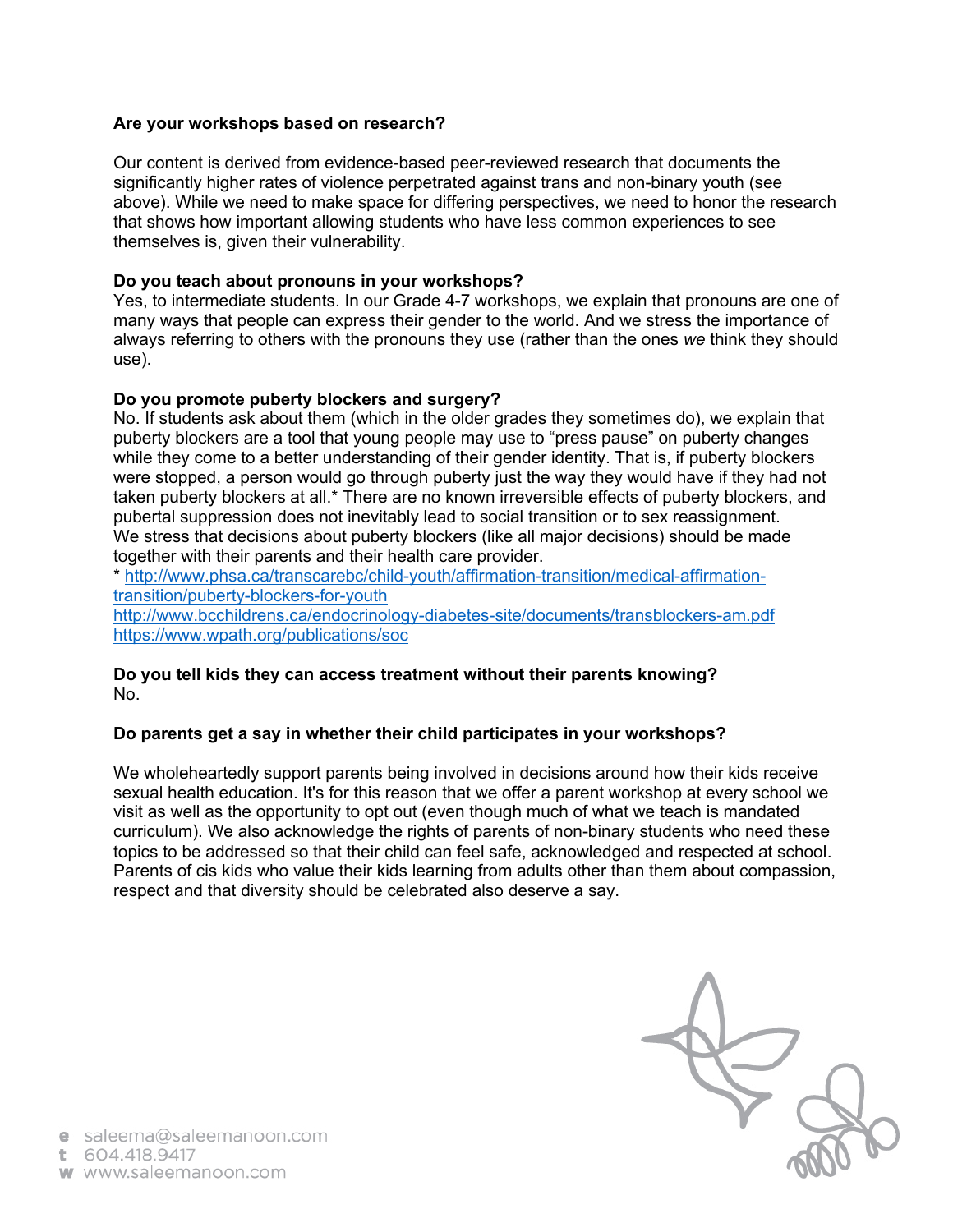**Are your workshops based on research?**

Our content is derived from evidence-based peer-reviewed research that documents the significantly higher rates of violence perpetrated against trans and non-binary youth (see above). While we need to make space for differing perspectives, we need to honor the research that shows how important allowing students who have less common experiences to see themselves is, given their vulnerability.

**Do you teach about pronouns in your workshops?**

Yes, to intermediate students. In our Grade 4-7 workshops, we explain that pronouns are one of many ways that people can express their gender to the world. And we stress the importance of always referring to others with the pronouns they use (rather than the ones *we* think they should use).

**Do you promote puberty blockers and surgery?**

No. If students ask about them (which in the older grades they sometimes do), we explain that puberty blockers are a tool that young people may use to "press pause" on puberty changes while they come to a better understanding of their gender identity. That is, if puberty blockers were stopped, a person would go through puberty just the way they would have if they had not taken puberty blockers at all.* There are no known irreversible effects of puberty blockers, and pubertal suppression does not inevitably lead to social transition or to sex reassignment. We stress that decisions about puberty blockers (like all major decisions) should be made together with their parents and their health care provider.

* http://www.phsa.ca/transcarebc/child-youth/affirmation-transition/medical-affirmation-transition/puberty-blockers-for-youth
http://www.bcchildrens.ca/endocrinology-diabetes-site/documents/transblockers-am.pdf
https://www.wpath.org/publications/soc

**Do you tell kids they can access treatment without their parents knowing?**

No.

**Do parents get a say in whether their child participates in your workshops?**

We wholeheartedly support parents being involved in decisions around how their kids receive sexual health education. It's for this reason that we offer a parent workshop at every school we visit as well as the opportunity to opt out (even though much of what we teach is mandated curriculum). We also acknowledge the rights of parents of non-binary students who need these topics to be addressed so that their child can feel safe, acknowledged and respected at school. Parents of cis kids who value their kids learning from adults other than them about compassion, respect and that diversity should be celebrated also deserve a say.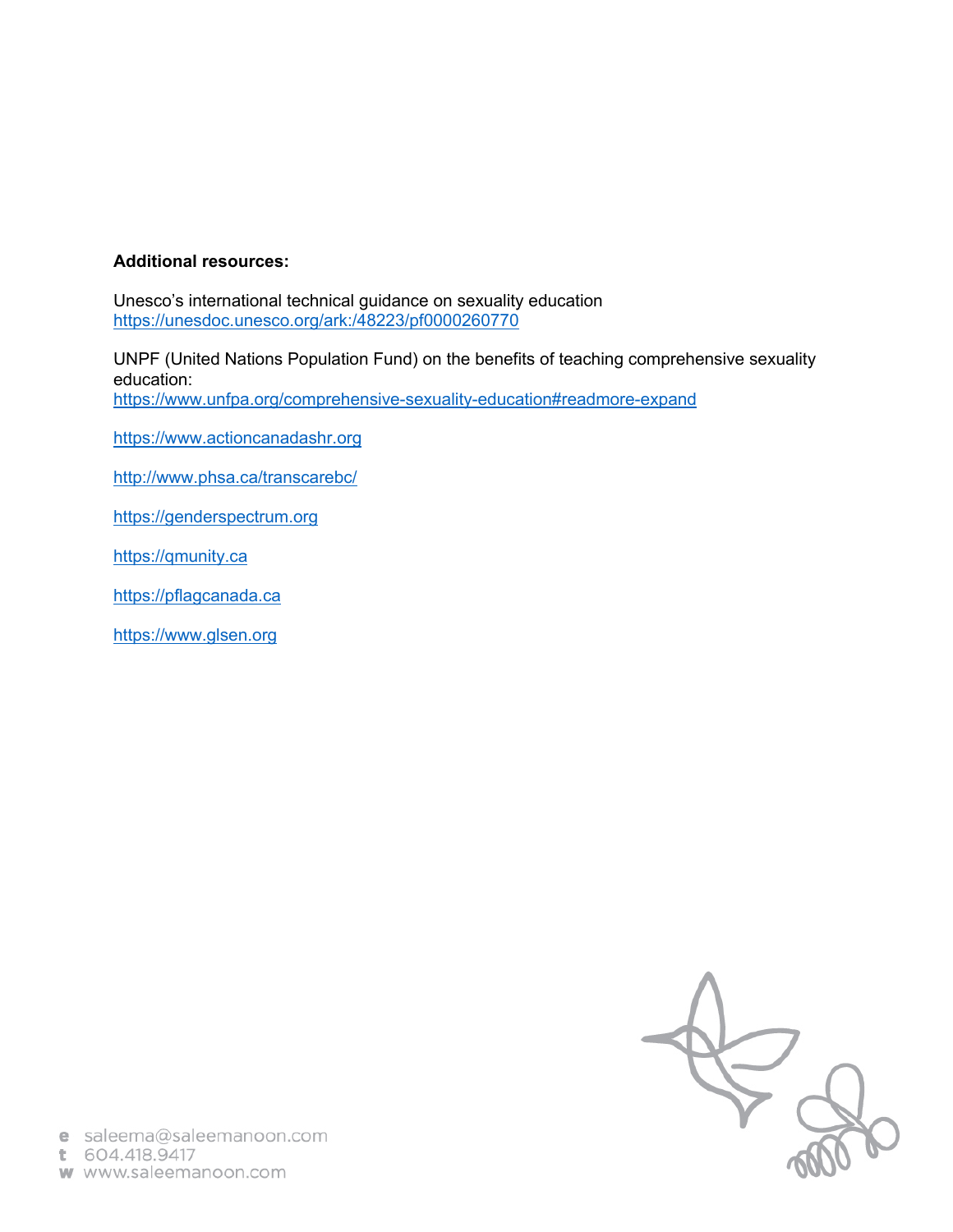**Additional resources:**

Unesco's international technical guidance on sexuality education
https://unesdoc.unesco.org/ark:/48223/pf0000260770

UNPF (United Nations Population Fund) on the benefits of teaching comprehensive sexuality education:
https://www.unfpa.org/comprehensive-sexuality-education#readmore-expand

https://www.actioncanadashr.org

http://www.phsa.ca/transcarebc/

https://genderspectrum.org

https://qmunity.ca

https://pflagcanada.ca

https://www.glsen.org

e saleema@saleemanoon.com
t 604.418.9417
w www.saleemanoon.com